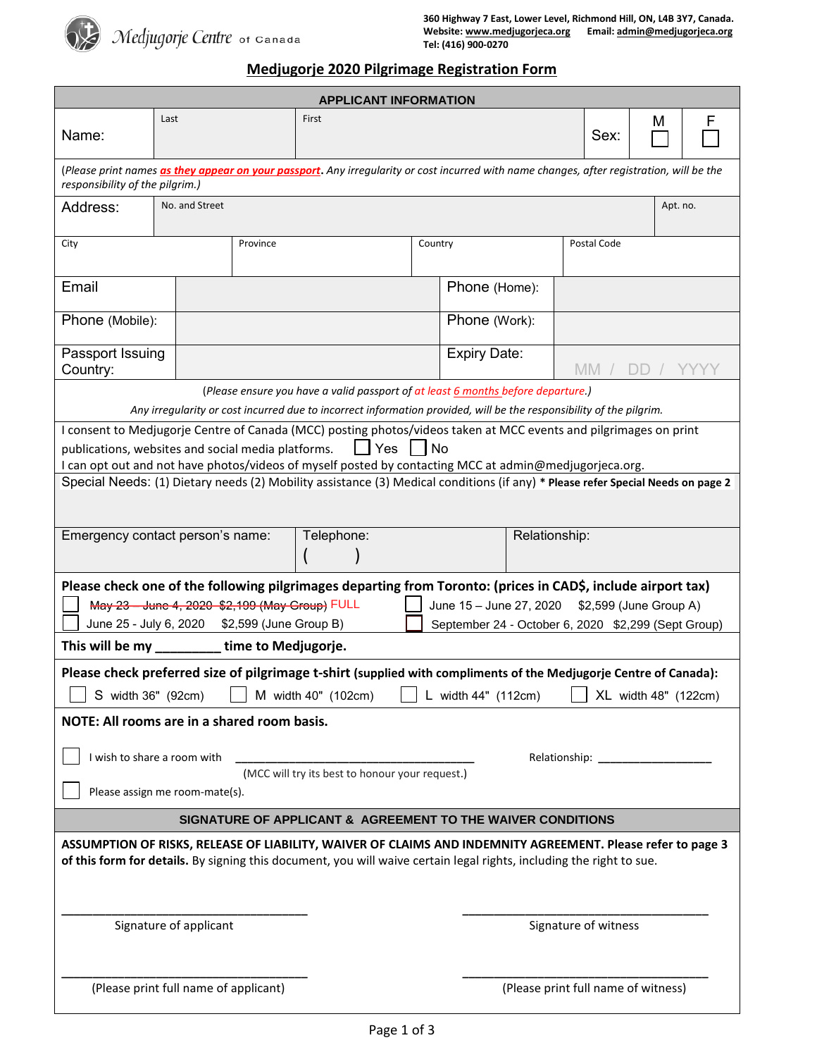Medjugorje Centre of Canada

360 Highway 7 East, Lower Level, Richmond Hill, ON, L4B 3Y7, Canada.
Website: www.medjugorjeca.org Email: admin@medjugorjeca.org
Tel: (416) 900-0270

# Medjugorje 2020 Pilgrimage Registration Form

## APPLICANT INFORMATION

| Name: | Last | First | Sex: | M ☐ | F ☐ |
|---|---|---|---|---|---|

*(Please print names **as they appear on your passport**. Any irregularity or cost incurred with name changes, after registration, will be the responsibility of the pilgrim.)*

| Address: | No. and Street | Apt. no. |
|---|---|---|

| City | Province | Country | Postal Code |
|---|---|---|---|
| | | | |

| Email | | Phone (Home): | |
|---|---|---|---|
| Phone (Mobile): | | Phone (Work): | |
| Passport Issuing Country: | | Expiry Date: | MM / DD / YYYY |

*(Please ensure you have a valid passport of at least 6 months before departure.)*

*Any irregularity or cost incurred due to incorrect information provided, will be the responsibility of the pilgrim.*

I consent to Medjugorje Centre of Canada (MCC) posting photos/videos taken at MCC events and pilgrimages on print publications, websites and social media platforms. ☐ Yes ☐ No
I can opt out and not have photos/videos of myself posted by contacting MCC at admin@medjugorjeca.org.

Special Needs: (1) Dietary needs (2) Mobility assistance (3) Medical conditions (if any) **\* Please refer Special Needs on page 2**

| Emergency contact person's name: | Telephone: ( ) | Relationship: |
|---|---|---|

**Please check one of the following pilgrimages departing from Toronto: (prices in CAD$, include airport tax)**

- ☐ ~~May 23 – June 4, 2020 $2,199 (May Group)~~ FULL
- ☐ June 15 – June 27, 2020 $2,599 (June Group A)
- ☐ June 25 - July 6, 2020 $2,599 (June Group B)
- ☐ September 24 - October 6, 2020 $2,299 (Sept Group)

**This will be my \_\_\_\_\_\_\_\_\_ time to Medjugorje.**

**Please check preferred size of pilgrimage t-shirt (supplied with compliments of the Medjugorje Centre of Canada):**

☐ S width 36" (92cm) ☐ M width 40" (102cm) ☐ L width 44" (112cm) ☐ XL width 48" (122cm)

**NOTE: All rooms are in a shared room basis.**

☐ I wish to share a room with \_\_\_\_\_\_\_\_\_\_\_\_\_\_\_\_\_\_\_\_\_\_\_\_\_\_\_\_\_\_\_\_\_\_\_\_ Relationship: \_\_\_\_\_\_\_\_\_\_\_\_\_\_\_\_\_\_
(MCC will try its best to honour your request.)

☐ Please assign me room-mate(s).

## SIGNATURE OF APPLICANT & AGREEMENT TO THE WAIVER CONDITIONS

**ASSUMPTION OF RISKS, RELEASE OF LIABILITY, WAIVER OF CLAIMS AND INDEMNITY AGREEMENT. Please refer to page 3 of this form for details.** By signing this document, you will waive certain legal rights, including the right to sue.

\_\_\_\_\_\_\_\_\_\_\_\_\_\_\_\_\_\_\_\_\_\_\_\_\_\_\_\_\_\_\_\_\_\_ Signature of applicant

\_\_\_\_\_\_\_\_\_\_\_\_\_\_\_\_\_\_\_\_\_\_\_\_\_\_\_\_\_\_\_\_\_\_ Signature of witness

\_\_\_\_\_\_\_\_\_\_\_\_\_\_\_\_\_\_\_\_\_\_\_\_\_\_\_\_\_\_\_\_\_\_ (Please print full name of applicant)

\_\_\_\_\_\_\_\_\_\_\_\_\_\_\_\_\_\_\_\_\_\_\_\_\_\_\_\_\_\_\_\_\_\_ (Please print full name of witness)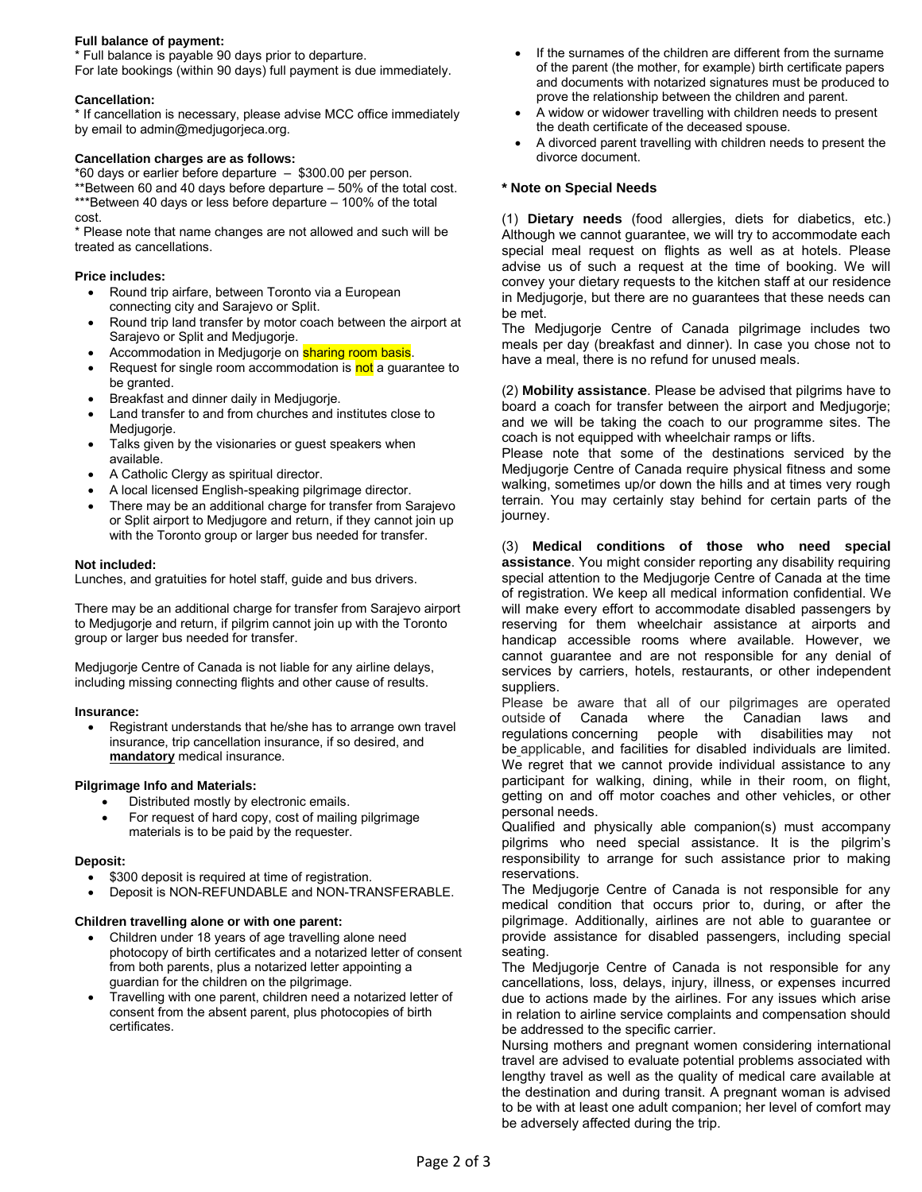**Full balance of payment:**

\* Full balance is payable 90 days prior to departure.
For late bookings (within 90 days) full payment is due immediately.

**Cancellation:**

\* If cancellation is necessary, please advise MCC office immediately by email to admin@medjugorjeca.org.

**Cancellation charges are as follows:**

*60 days or earlier before departure – $300.00 per person.
**Between 60 and 40 days before departure – 50% of the total cost.
***Between 40 days or less before departure – 100% of the total cost.
\* Please note that name changes are not allowed and such will be treated as cancellations.

**Price includes:**

- Round trip airfare, between Toronto via a European connecting city and Sarajevo or Split.
- Round trip land transfer by motor coach between the airport at Sarajevo or Split and Medjugorje.
- Accommodation in Medjugorje on sharing room basis.
- Request for single room accommodation is not a guarantee to be granted.
- Breakfast and dinner daily in Medjugorje.
- Land transfer to and from churches and institutes close to Medjugorje.
- Talks given by the visionaries or guest speakers when available.
- A Catholic Clergy as spiritual director.
- A local licensed English-speaking pilgrimage director.
- There may be an additional charge for transfer from Sarajevo or Split airport to Medjugore and return, if they cannot join up with the Toronto group or larger bus needed for transfer.

**Not included:**

Lunches, and gratuities for hotel staff, guide and bus drivers.

There may be an additional charge for transfer from Sarajevo airport to Medjugorje and return, if pilgrim cannot join up with the Toronto group or larger bus needed for transfer.

Medjugorje Centre of Canada is not liable for any airline delays, including missing connecting flights and other cause of results.

**Insurance:**

- Registrant understands that he/she has to arrange own travel insurance, trip cancellation insurance, if so desired, and **mandatory** medical insurance.

**Pilgrimage Info and Materials:**

- Distributed mostly by electronic emails.
- For request of hard copy, cost of mailing pilgrimage materials is to be paid by the requester.

**Deposit:**

- $300 deposit is required at time of registration.
- Deposit is NON-REFUNDABLE and NON-TRANSFERABLE.

**Children travelling alone or with one parent:**

- Children under 18 years of age travelling alone need photocopy of birth certificates and a notarized letter of consent from both parents, plus a notarized letter appointing a guardian for the children on the pilgrimage.
- Travelling with one parent, children need a notarized letter of consent from the absent parent, plus photocopies of birth certificates.
- If the surnames of the children are different from the surname of the parent (the mother, for example) birth certificate papers and documents with notarized signatures must be produced to prove the relationship between the children and parent.
- A widow or widower travelling with children needs to present the death certificate of the deceased spouse.
- A divorced parent travelling with children needs to present the divorce document.

**\* Note on Special Needs**

(1) **Dietary needs** (food allergies, diets for diabetics, etc.) Although we cannot guarantee, we will try to accommodate each special meal request on flights as well as at hotels. Please advise us of such a request at the time of booking. We will convey your dietary requests to the kitchen staff at our residence in Medjugorje, but there are no guarantees that these needs can be met.
The Medjugorje Centre of Canada pilgrimage includes two meals per day (breakfast and dinner). In case you chose not to have a meal, there is no refund for unused meals.

(2) **Mobility assistance**. Please be advised that pilgrims have to board a coach for transfer between the airport and Medjugorje; and we will be taking the coach to our programme sites. The coach is not equipped with wheelchair ramps or lifts.
Please note that some of the destinations serviced by the Medjugorje Centre of Canada require physical fitness and some walking, sometimes up/or down the hills and at times very rough terrain. You may certainly stay behind for certain parts of the journey.

(3) **Medical conditions of those who need special assistance**. You might consider reporting any disability requiring special attention to the Medjugorje Centre of Canada at the time of registration. We keep all medical information confidential. We will make every effort to accommodate disabled passengers by reserving for them wheelchair assistance at airports and handicap accessible rooms where available. However, we cannot guarantee and are not responsible for any denial of services by carriers, hotels, restaurants, or other independent suppliers.
Please be aware that all of our pilgrimages are operated outside of Canada where the Canadian laws and regulations concerning people with disabilities may not be applicable, and facilities for disabled individuals are limited. We regret that we cannot provide individual assistance to any participant for walking, dining, while in their room, on flight, getting on and off motor coaches and other vehicles, or other personal needs.
Qualified and physically able companion(s) must accompany pilgrims who need special assistance. It is the pilgrim's responsibility to arrange for such assistance prior to making reservations.
The Medjugorje Centre of Canada is not responsible for any medical condition that occurs prior to, during, or after the pilgrimage. Additionally, airlines are not able to guarantee or provide assistance for disabled passengers, including special seating.
The Medjugorje Centre of Canada is not responsible for any cancellations, loss, delays, injury, illness, or expenses incurred due to actions made by the airlines. For any issues which arise in relation to airline service complaints and compensation should be addressed to the specific carrier.
Nursing mothers and pregnant women considering international travel are advised to evaluate potential problems associated with lengthy travel as well as the quality of medical care available at the destination and during transit. A pregnant woman is advised to be with at least one adult companion; her level of comfort may be adversely affected during the trip.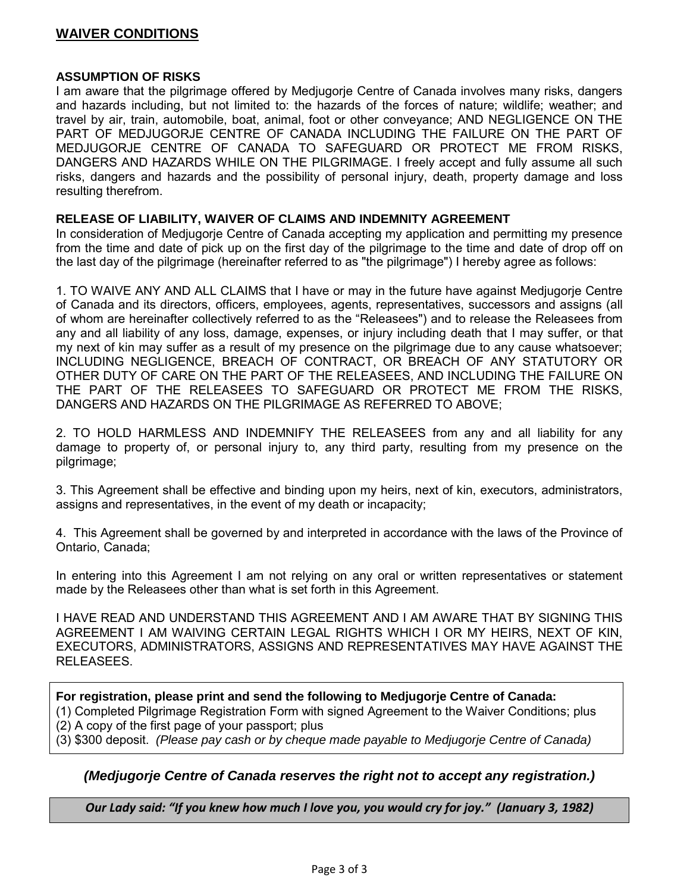## WAIVER CONDITIONS

### ASSUMPTION OF RISKS

I am aware that the pilgrimage offered by Medjugorje Centre of Canada involves many risks, dangers and hazards including, but not limited to: the hazards of the forces of nature; wildlife; weather; and travel by air, train, automobile, boat, animal, foot or other conveyance; AND NEGLIGENCE ON THE PART OF MEDJUGORJE CENTRE OF CANADA INCLUDING THE FAILURE ON THE PART OF MEDJUGORJE CENTRE OF CANADA TO SAFEGUARD OR PROTECT ME FROM RISKS, DANGERS AND HAZARDS WHILE ON THE PILGRIMAGE. I freely accept and fully assume all such risks, dangers and hazards and the possibility of personal injury, death, property damage and loss resulting therefrom.

### RELEASE OF LIABILITY, WAIVER OF CLAIMS AND INDEMNITY AGREEMENT

In consideration of Medjugorje Centre of Canada accepting my application and permitting my presence from the time and date of pick up on the first day of the pilgrimage to the time and date of drop off on the last day of the pilgrimage (hereinafter referred to as "the pilgrimage") I hereby agree as follows:

1. TO WAIVE ANY AND ALL CLAIMS that I have or may in the future have against Medjugorje Centre of Canada and its directors, officers, employees, agents, representatives, successors and assigns (all of whom are hereinafter collectively referred to as the "Releasees") and to release the Releasees from any and all liability of any loss, damage, expenses, or injury including death that I may suffer, or that my next of kin may suffer as a result of my presence on the pilgrimage due to any cause whatsoever; INCLUDING NEGLIGENCE, BREACH OF CONTRACT, OR BREACH OF ANY STATUTORY OR OTHER DUTY OF CARE ON THE PART OF THE RELEASEES, AND INCLUDING THE FAILURE ON THE PART OF THE RELEASEES TO SAFEGUARD OR PROTECT ME FROM THE RISKS, DANGERS AND HAZARDS ON THE PILGRIMAGE AS REFERRED TO ABOVE;

2. TO HOLD HARMLESS AND INDEMNIFY THE RELEASEES from any and all liability for any damage to property of, or personal injury to, any third party, resulting from my presence on the pilgrimage;

3. This Agreement shall be effective and binding upon my heirs, next of kin, executors, administrators, assigns and representatives, in the event of my death or incapacity;

4. This Agreement shall be governed by and interpreted in accordance with the laws of the Province of Ontario, Canada;

In entering into this Agreement I am not relying on any oral or written representatives or statement made by the Releasees other than what is set forth in this Agreement.

I HAVE READ AND UNDERSTAND THIS AGREEMENT AND I AM AWARE THAT BY SIGNING THIS AGREEMENT I AM WAIVING CERTAIN LEGAL RIGHTS WHICH I OR MY HEIRS, NEXT OF KIN, EXECUTORS, ADMINISTRATORS, ASSIGNS AND REPRESENTATIVES MAY HAVE AGAINST THE RELEASEES.

**For registration, please print and send the following to Medjugorje Centre of Canada:**
(1) Completed Pilgrimage Registration Form with signed Agreement to the Waiver Conditions; plus
(2) A copy of the first page of your passport; plus
(3) $300 deposit. *(Please pay cash or by cheque made payable to Medjugorje Centre of Canada)*

***(Medjugorje Centre of Canada reserves the right not to accept any registration.)***

***Our Lady said: "If you knew how much I love you, you would cry for joy." (January 3, 1982)***